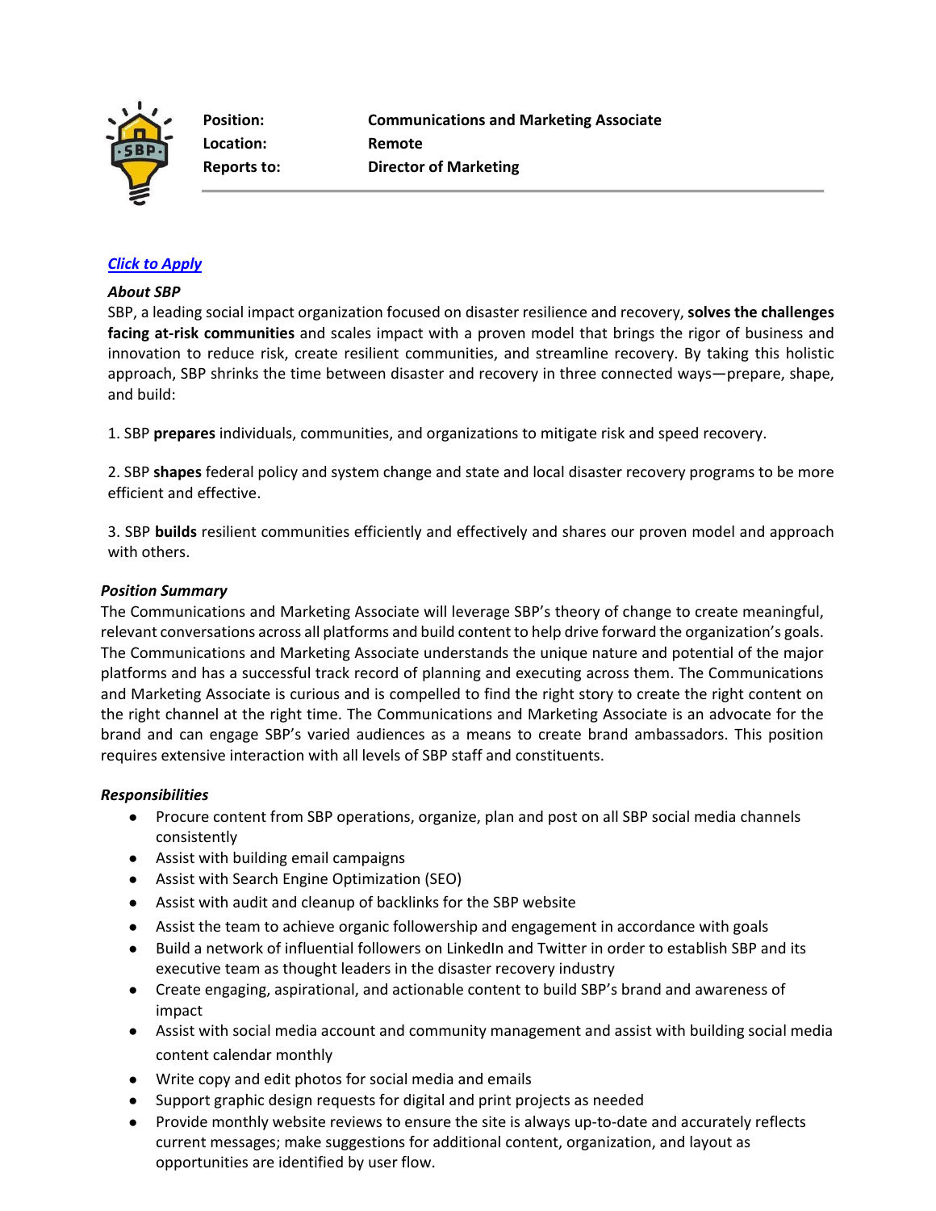| | |
|---|---|
| **Position:** | **Communications and Marketing Associate** |
| **Location:** | **Remote** |
| **Reports to:** | **Director of Marketing** |

***Click to Apply***

***About SBP***

SBP, a leading social impact organization focused on disaster resilience and recovery, **solves the challenges facing at-risk communities** and scales impact with a proven model that brings the rigor of business and innovation to reduce risk, create resilient communities, and streamline recovery. By taking this holistic approach, SBP shrinks the time between disaster and recovery in three connected ways—prepare, shape, and build:

1. SBP **prepares** individuals, communities, and organizations to mitigate risk and speed recovery.

2. SBP **shapes** federal policy and system change and state and local disaster recovery programs to be more efficient and effective.

3. SBP **builds** resilient communities efficiently and effectively and shares our proven model and approach with others.

***Position Summary***

The Communications and Marketing Associate will leverage SBP's theory of change to create meaningful, relevant conversations across all platforms and build content to help drive forward the organization's goals. The Communications and Marketing Associate understands the unique nature and potential of the major platforms and has a successful track record of planning and executing across them. The Communications and Marketing Associate is curious and is compelled to find the right story to create the right content on the right channel at the right time. The Communications and Marketing Associate is an advocate for the brand and can engage SBP's varied audiences as a means to create brand ambassadors. This position requires extensive interaction with all levels of SBP staff and constituents.

***Responsibilities***

- Procure content from SBP operations, organize, plan and post on all SBP social media channels consistently
- Assist with building email campaigns
- Assist with Search Engine Optimization (SEO)
- Assist with audit and cleanup of backlinks for the SBP website
- Assist the team to achieve organic followership and engagement in accordance with goals
- Build a network of influential followers on LinkedIn and Twitter in order to establish SBP and its executive team as thought leaders in the disaster recovery industry
- Create engaging, aspirational, and actionable content to build SBP's brand and awareness of impact
- Assist with social media account and community management and assist with building social media content calendar monthly
- Write copy and edit photos for social media and emails
- Support graphic design requests for digital and print projects as needed
- Provide monthly website reviews to ensure the site is always up-to-date and accurately reflects current messages; make suggestions for additional content, organization, and layout as opportunities are identified by user flow.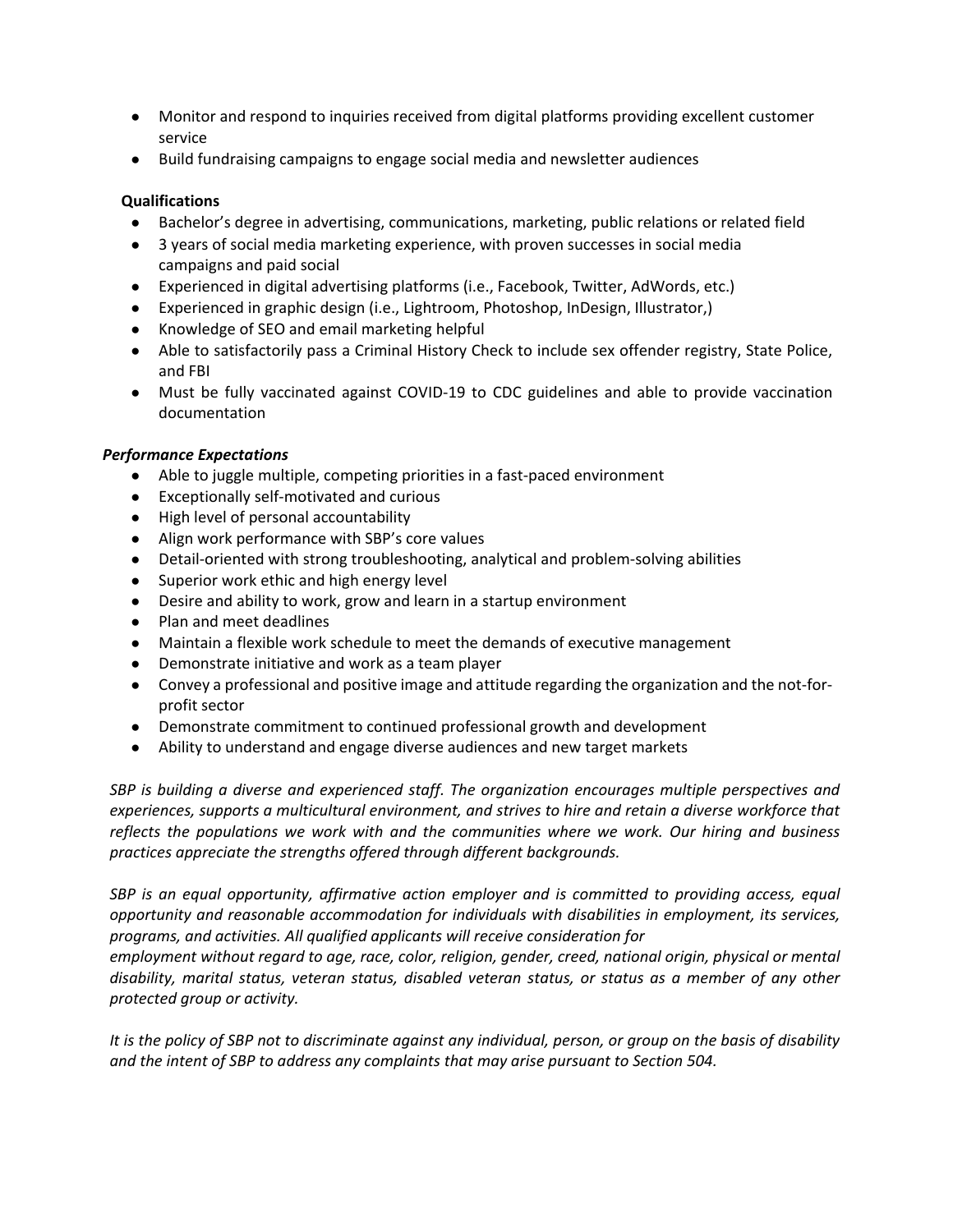- Monitor and respond to inquiries received from digital platforms providing excellent customer service
- Build fundraising campaigns to engage social media and newsletter audiences

**Qualifications**

- Bachelor's degree in advertising, communications, marketing, public relations or related field
- 3 years of social media marketing experience, with proven successes in social media campaigns and paid social
- Experienced in digital advertising platforms (i.e., Facebook, Twitter, AdWords, etc.)
- Experienced in graphic design (i.e., Lightroom, Photoshop, InDesign, Illustrator,)
- Knowledge of SEO and email marketing helpful
- Able to satisfactorily pass a Criminal History Check to include sex offender registry, State Police, and FBI
- Must be fully vaccinated against COVID-19 to CDC guidelines and able to provide vaccination documentation

***Performance Expectations***

- Able to juggle multiple, competing priorities in a fast-paced environment
- Exceptionally self-motivated and curious
- High level of personal accountability
- Align work performance with SBP's core values
- Detail-oriented with strong troubleshooting, analytical and problem-solving abilities
- Superior work ethic and high energy level
- Desire and ability to work, grow and learn in a startup environment
- Plan and meet deadlines
- Maintain a flexible work schedule to meet the demands of executive management
- Demonstrate initiative and work as a team player
- Convey a professional and positive image and attitude regarding the organization and the not-for-profit sector
- Demonstrate commitment to continued professional growth and development
- Ability to understand and engage diverse audiences and new target markets

*SBP is building a diverse and experienced staff. The organization encourages multiple perspectives and experiences, supports a multicultural environment, and strives to hire and retain a diverse workforce that reflects the populations we work with and the communities where we work. Our hiring and business practices appreciate the strengths offered through different backgrounds.*

*SBP is an equal opportunity, affirmative action employer and is committed to providing access, equal opportunity and reasonable accommodation for individuals with disabilities in employment, its services, programs, and activities. All qualified applicants will receive consideration for employment without regard to age, race, color, religion, gender, creed, national origin, physical or mental disability, marital status, veteran status, disabled veteran status, or status as a member of any other protected group or activity.*

*It is the policy of SBP not to discriminate against any individual, person, or group on the basis of disability and the intent of SBP to address any complaints that may arise pursuant to Section 504.*